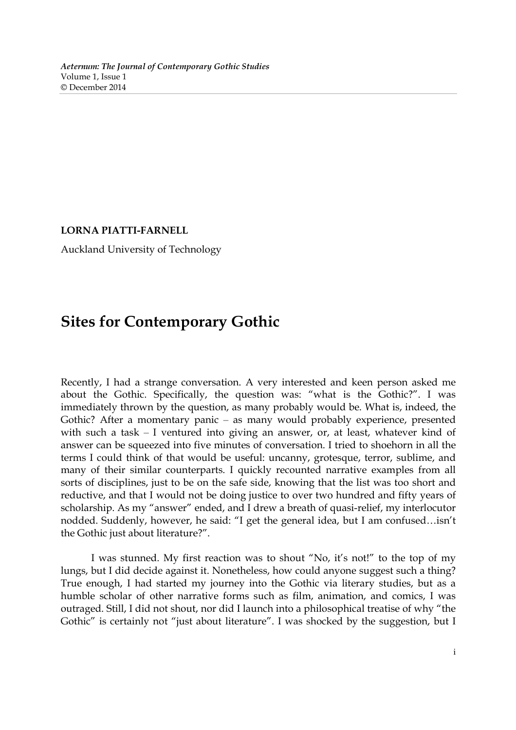**LORNA PIATTI-FARNELL**

Auckland University of Technology

# Sites for Contemporary Gothic

Recently, I had a strange conversation. A very interested and keen person asked me about the Gothic. Specifically, the question was: "what is the Gothic?". I was immediately thrown by the question, as many probably would be. What is, indeed, the Gothic? After a momentary panic – as many would probably experience, presented with such a task – I ventured into giving an answer, or, at least, whatever kind of answer can be squeezed into five minutes of conversation. I tried to shoehorn in all the terms I could think of that would be useful: uncanny, grotesque, terror, sublime, and many of their similar counterparts. I quickly recounted narrative examples from all sorts of disciplines, just to be on the safe side, knowing that the list was too short and reductive, and that I would not be doing justice to over two hundred and fifty years of scholarship. As my "answer" ended, and I drew a breath of quasi-relief, my interlocutor nodded. Suddenly, however, he said: "I get the general idea, but I am confused…isn't the Gothic just about literature?".

I was stunned. My first reaction was to shout "No, it's not!" to the top of my lungs, but I did decide against it. Nonetheless, how could anyone suggest such a thing? True enough, I had started my journey into the Gothic via literary studies, but as a humble scholar of other narrative forms such as film, animation, and comics, I was outraged. Still, I did not shout, nor did I launch into a philosophical treatise of why "the Gothic" is certainly not "just about literature". I was shocked by the suggestion, but I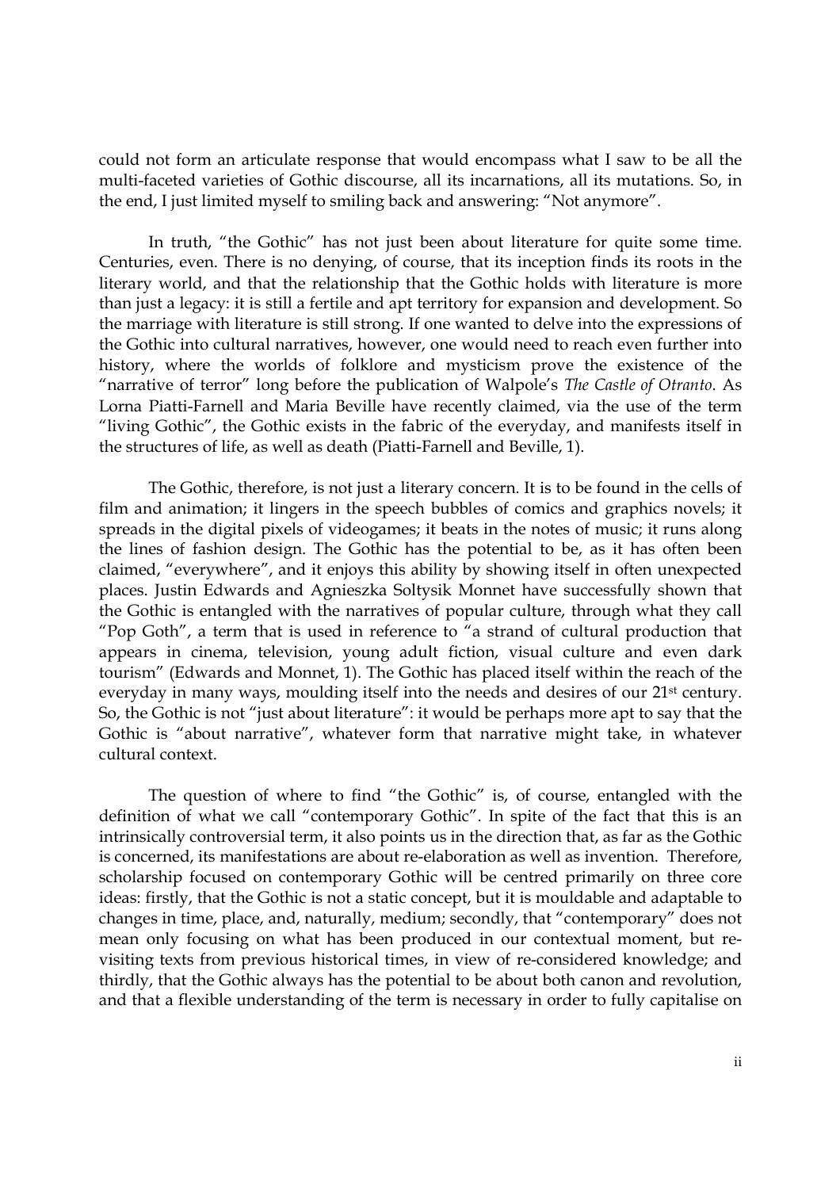could not form an articulate response that would encompass what I saw to be all the multi-faceted varieties of Gothic discourse, all its incarnations, all its mutations. So, in the end, I just limited myself to smiling back and answering: "Not anymore".

In truth, "the Gothic" has not just been about literature for quite some time. Centuries, even. There is no denying, of course, that its inception finds its roots in the literary world, and that the relationship that the Gothic holds with literature is more than just a legacy: it is still a fertile and apt territory for expansion and development. So the marriage with literature is still strong. If one wanted to delve into the expressions of the Gothic into cultural narratives, however, one would need to reach even further into history, where the worlds of folklore and mysticism prove the existence of the "narrative of terror" long before the publication of Walpole's *The Castle of Otranto*. As Lorna Piatti-Farnell and Maria Beville have recently claimed, via the use of the term "living Gothic", the Gothic exists in the fabric of the everyday, and manifests itself in the structures of life, as well as death (Piatti-Farnell and Beville, 1).

The Gothic, therefore, is not just a literary concern. It is to be found in the cells of film and animation; it lingers in the speech bubbles of comics and graphics novels; it spreads in the digital pixels of videogames; it beats in the notes of music; it runs along the lines of fashion design. The Gothic has the potential to be, as it has often been claimed, "everywhere", and it enjoys this ability by showing itself in often unexpected places. Justin Edwards and Agnieszka Soltysik Monnet have successfully shown that the Gothic is entangled with the narratives of popular culture, through what they call "Pop Goth", a term that is used in reference to "a strand of cultural production that appears in cinema, television, young adult fiction, visual culture and even dark tourism" (Edwards and Monnet, 1). The Gothic has placed itself within the reach of the everyday in many ways, moulding itself into the needs and desires of our 21st century. So, the Gothic is not "just about literature": it would be perhaps more apt to say that the Gothic is "about narrative", whatever form that narrative might take, in whatever cultural context.

The question of where to find "the Gothic" is, of course, entangled with the definition of what we call "contemporary Gothic". In spite of the fact that this is an intrinsically controversial term, it also points us in the direction that, as far as the Gothic is concerned, its manifestations are about re-elaboration as well as invention. Therefore, scholarship focused on contemporary Gothic will be centred primarily on three core ideas: firstly, that the Gothic is not a static concept, but it is mouldable and adaptable to changes in time, place, and, naturally, medium; secondly, that "contemporary" does not mean only focusing on what has been produced in our contextual moment, but re-visiting texts from previous historical times, in view of re-considered knowledge; and thirdly, that the Gothic always has the potential to be about both canon and revolution, and that a flexible understanding of the term is necessary in order to fully capitalise on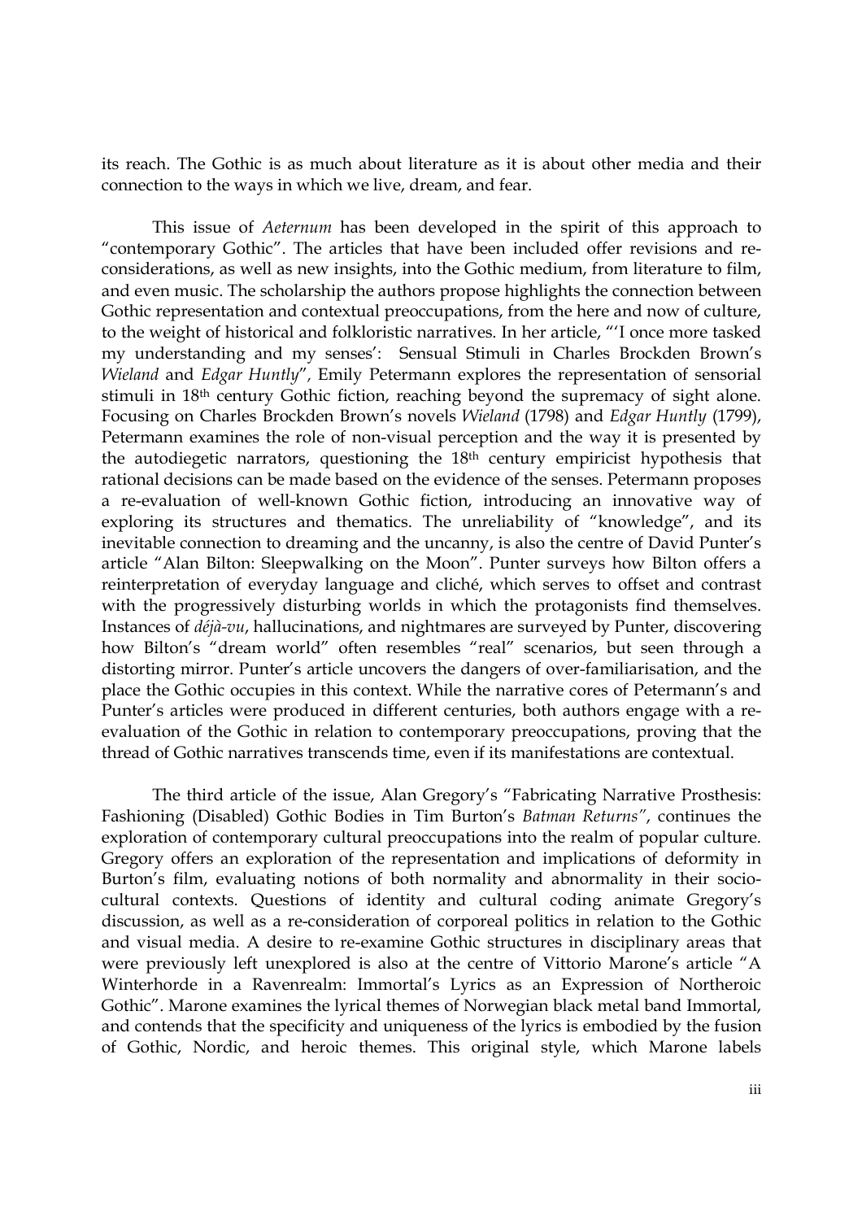its reach. The Gothic is as much about literature as it is about other media and their connection to the ways in which we live, dream, and fear.

This issue of *Aeternum* has been developed in the spirit of this approach to "contemporary Gothic". The articles that have been included offer revisions and re-considerations, as well as new insights, into the Gothic medium, from literature to film, and even music. The scholarship the authors propose highlights the connection between Gothic representation and contextual preoccupations, from the here and now of culture, to the weight of historical and folkloristic narratives. In her article, "'I once more tasked my understanding and my senses': Sensual Stimuli in Charles Brockden Brown's *Wieland* and *Edgar Huntly*", Emily Petermann explores the representation of sensorial stimuli in 18th century Gothic fiction, reaching beyond the supremacy of sight alone. Focusing on Charles Brockden Brown's novels *Wieland* (1798) and *Edgar Huntly* (1799), Petermann examines the role of non-visual perception and the way it is presented by the autodiegetic narrators, questioning the 18th century empiricist hypothesis that rational decisions can be made based on the evidence of the senses. Petermann proposes a re-evaluation of well-known Gothic fiction, introducing an innovative way of exploring its structures and thematics. The unreliability of "knowledge", and its inevitable connection to dreaming and the uncanny, is also the centre of David Punter's article "Alan Bilton: Sleepwalking on the Moon". Punter surveys how Bilton offers a reinterpretation of everyday language and cliché, which serves to offset and contrast with the progressively disturbing worlds in which the protagonists find themselves. Instances of *déjà-vu*, hallucinations, and nightmares are surveyed by Punter, discovering how Bilton's "dream world" often resembles "real" scenarios, but seen through a distorting mirror. Punter's article uncovers the dangers of over-familiarisation, and the place the Gothic occupies in this context. While the narrative cores of Petermann's and Punter's articles were produced in different centuries, both authors engage with a re-evaluation of the Gothic in relation to contemporary preoccupations, proving that the thread of Gothic narratives transcends time, even if its manifestations are contextual.

The third article of the issue, Alan Gregory's "Fabricating Narrative Prosthesis: Fashioning (Disabled) Gothic Bodies in Tim Burton's *Batman Returns*", continues the exploration of contemporary cultural preoccupations into the realm of popular culture. Gregory offers an exploration of the representation and implications of deformity in Burton's film, evaluating notions of both normality and abnormality in their socio-cultural contexts. Questions of identity and cultural coding animate Gregory's discussion, as well as a re-consideration of corporeal politics in relation to the Gothic and visual media. A desire to re-examine Gothic structures in disciplinary areas that were previously left unexplored is also at the centre of Vittorio Marone's article "A Winterhorde in a Ravenrealm: Immortal's Lyrics as an Expression of Northeroic Gothic". Marone examines the lyrical themes of Norwegian black metal band Immortal, and contends that the specificity and uniqueness of the lyrics is embodied by the fusion of Gothic, Nordic, and heroic themes. This original style, which Marone labels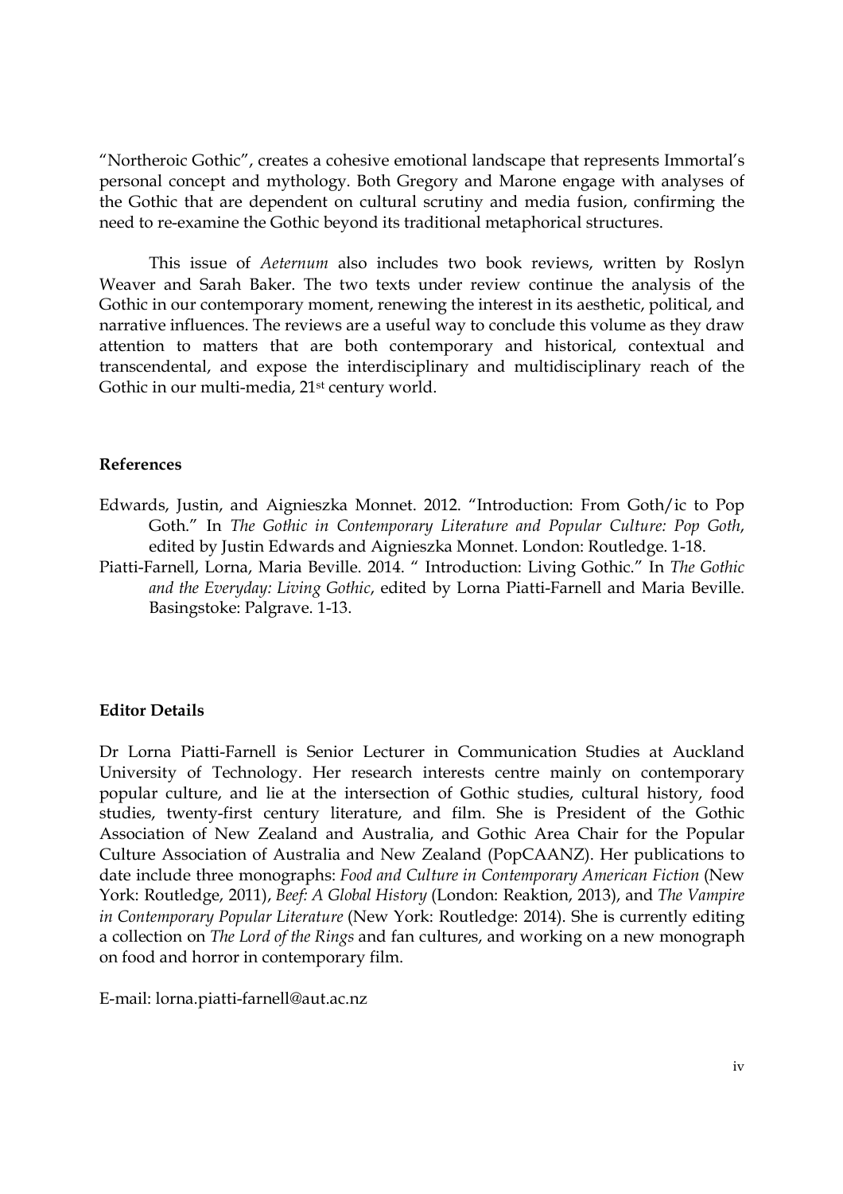"Northeroic Gothic", creates a cohesive emotional landscape that represents Immortal's personal concept and mythology. Both Gregory and Marone engage with analyses of the Gothic that are dependent on cultural scrutiny and media fusion, confirming the need to re-examine the Gothic beyond its traditional metaphorical structures.

This issue of *Aeternum* also includes two book reviews, written by Roslyn Weaver and Sarah Baker. The two texts under review continue the analysis of the Gothic in our contemporary moment, renewing the interest in its aesthetic, political, and narrative influences. The reviews are a useful way to conclude this volume as they draw attention to matters that are both contemporary and historical, contextual and transcendental, and expose the interdisciplinary and multidisciplinary reach of the Gothic in our multi-media, 21st century world.

**References**

Edwards, Justin, and Aignieszka Monnet. 2012. "Introduction: From Goth/ic to Pop Goth." In *The Gothic in Contemporary Literature and Popular Culture: Pop Goth*, edited by Justin Edwards and Aignieszka Monnet. London: Routledge. 1-18.

Piatti-Farnell, Lorna, Maria Beville. 2014. " Introduction: Living Gothic." In *The Gothic and the Everyday: Living Gothic*, edited by Lorna Piatti-Farnell and Maria Beville. Basingstoke: Palgrave. 1-13.

**Editor Details**

Dr Lorna Piatti-Farnell is Senior Lecturer in Communication Studies at Auckland University of Technology. Her research interests centre mainly on contemporary popular culture, and lie at the intersection of Gothic studies, cultural history, food studies, twenty-first century literature, and film. She is President of the Gothic Association of New Zealand and Australia, and Gothic Area Chair for the Popular Culture Association of Australia and New Zealand (PopCAANZ). Her publications to date include three monographs: *Food and Culture in Contemporary American Fiction* (New York: Routledge, 2011), *Beef: A Global History* (London: Reaktion, 2013), and *The Vampire in Contemporary Popular Literature* (New York: Routledge: 2014). She is currently editing a collection on *The Lord of the Rings* and fan cultures, and working on a new monograph on food and horror in contemporary film.

E-mail: lorna.piatti-farnell@aut.ac.nz